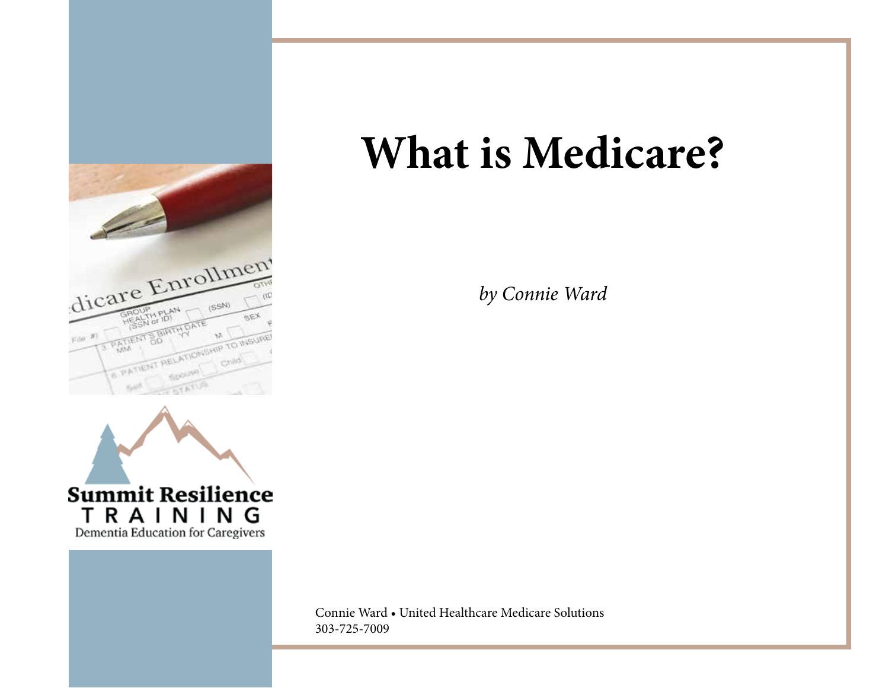# What is Medicare?

*by Connie Ward*

**Summit Resilience**
TRAINING
Dementia Education for Caregivers

Connie Ward • United Healthcare Medicare Solutions
303-725-7009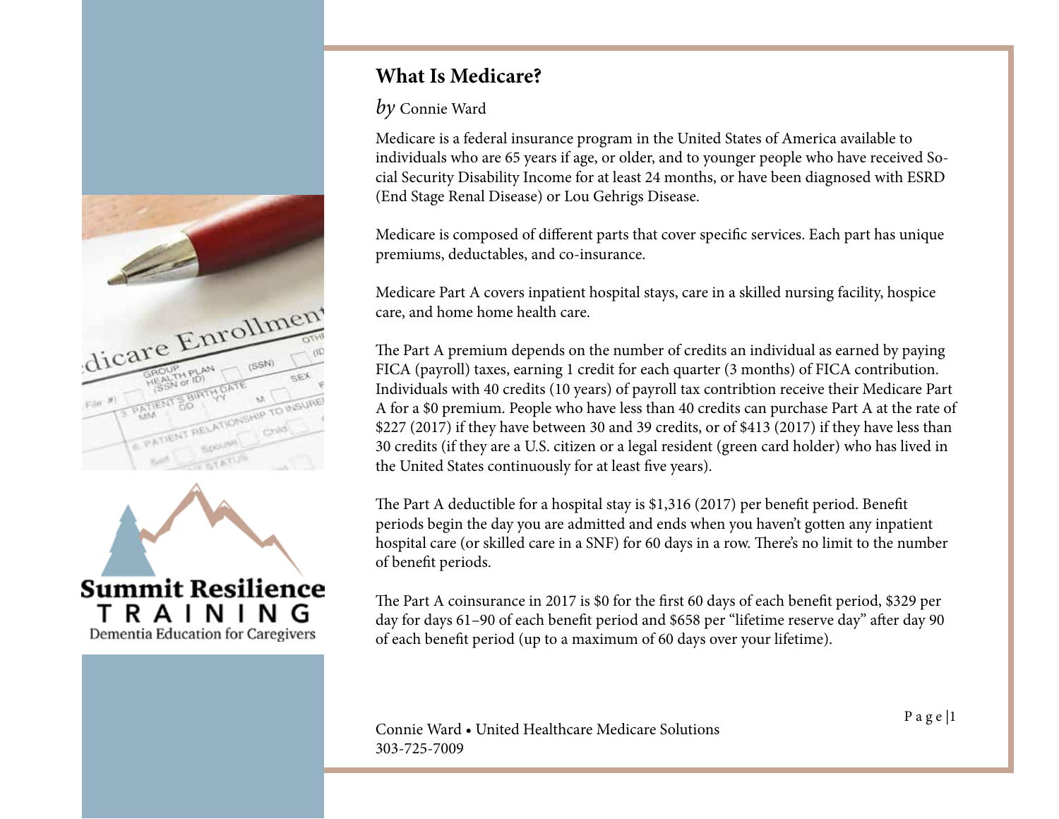## What Is Medicare?

*by* Connie Ward

Medicare is a federal insurance program in the United States of America available to individuals who are 65 years if age, or older, and to younger people who have received Social Security Disability Income for at least 24 months, or have been diagnosed with ESRD (End Stage Renal Disease) or Lou Gehrigs Disease.

Medicare is composed of different parts that cover specific services. Each part has unique premiums, deductables, and co-insurance.

Medicare Part A covers inpatient hospital stays, care in a skilled nursing facility, hospice care, and home home health care.

The Part A premium depends on the number of credits an individual as earned by paying FICA (payroll) taxes, earning 1 credit for each quarter (3 months) of FICA contribution. Individuals with 40 credits (10 years) of payroll tax contribtion receive their Medicare Part A for a $0 premium. People who have less than 40 credits can purchase Part A at the rate of $227 (2017) if they have between 30 and 39 credits, or of $413 (2017) if they have less than 30 credits (if they are a U.S. citizen or a legal resident (green card holder) who has lived in the United States continuously for at least five years).

The Part A deductible for a hospital stay is $1,316 (2017) per benefit period. Benefit periods begin the day you are admitted and ends when you haven't gotten any inpatient hospital care (or skilled care in a SNF) for 60 days in a row. There's no limit to the number of benefit periods.

The Part A coinsurance in 2017 is $0 for the first 60 days of each benefit period, $329 per day for days 61–90 of each benefit period and $658 per "lifetime reserve day" after day 90 of each benefit period (up to a maximum of 60 days over your lifetime).

Connie Ward • United Healthcare Medicare Solutions
303-725-7009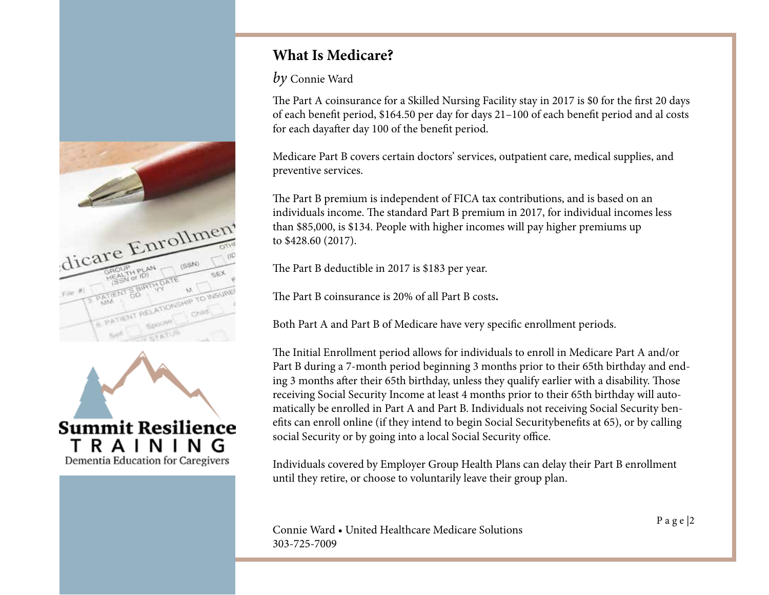## What Is Medicare?

*by* Connie Ward

The Part A coinsurance for a Skilled Nursing Facility stay in 2017 is $0 for the first 20 days of each benefit period, $164.50 per day for days 21–100 of each benefit period and al costs for each dayafter day 100 of the benefit period.

Medicare Part B covers certain doctors' services, outpatient care, medical supplies, and preventive services.

The Part B premium is independent of FICA tax contributions, and is based on an individuals income. The standard Part B premium in 2017, for individual incomes less than $85,000, is $134. People with higher incomes will pay higher premiums up to $428.60 (2017).

The Part B deductible in 2017 is $183 per year.

The Part B coinsurance is 20% of all Part B costs.

Both Part A and Part B of Medicare have very specific enrollment periods.

The Initial Enrollment period allows for individuals to enroll in Medicare Part A and/or Part B during a 7-month period beginning 3 months prior to their 65th birthday and ending 3 months after their 65th birthday, unless they qualify earlier with a disability. Those receiving Social Security Income at least 4 months prior to their 65th birthday will automatically be enrolled in Part A and Part B. Individuals not receiving Social Security benefits can enroll online (if they intend to begin Social Securitybenefits at 65), or by calling social Security or by going into a local Social Security office.

Individuals covered by Employer Group Health Plans can delay their Part B enrollment until they retire, or choose to voluntarily leave their group plan.

Connie Ward • United Healthcare Medicare Solutions
303-725-7009

Summit Resilience
TRAINING
Dementia Education for Caregivers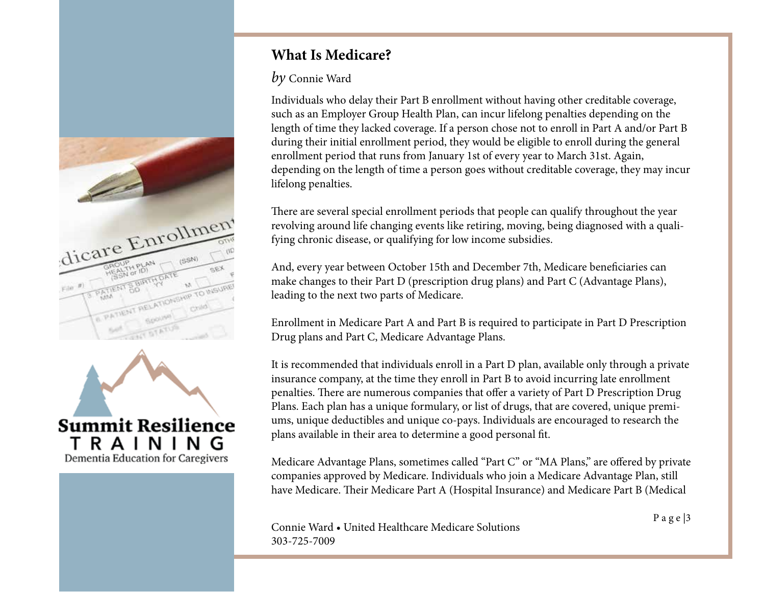## What Is Medicare?

*by* Connie Ward

Individuals who delay their Part B enrollment without having other creditable coverage, such as an Employer Group Health Plan, can incur lifelong penalties depending on the length of time they lacked coverage. If a person chose not to enroll in Part A and/or Part B during their initial enrollment period, they would be eligible to enroll during the general enrollment period that runs from January 1st of every year to March 31st. Again, depending on the length of time a person goes without creditable coverage, they may incur lifelong penalties.

There are several special enrollment periods that people can qualify throughout the year revolving around life changing events like retiring, moving, being diagnosed with a qualifying chronic disease, or qualifying for low income subsidies.

And, every year between October 15th and December 7th, Medicare beneficiaries can make changes to their Part D (prescription drug plans) and Part C (Advantage Plans), leading to the next two parts of Medicare.

Enrollment in Medicare Part A and Part B is required to participate in Part D Prescription Drug plans and Part C, Medicare Advantage Plans.

It is recommended that individuals enroll in a Part D plan, available only through a private insurance company, at the time they enroll in Part B to avoid incurring late enrollment penalties. There are numerous companies that offer a variety of Part D Prescription Drug Plans. Each plan has a unique formulary, or list of drugs, that are covered, unique premiums, unique deductibles and unique co-pays. Individuals are encouraged to research the plans available in their area to determine a good personal fit.

Medicare Advantage Plans, sometimes called "Part C" or "MA Plans," are offered by private companies approved by Medicare. Individuals who join a Medicare Advantage Plan, still have Medicare. Their Medicare Part A (Hospital Insurance) and Medicare Part B (Medical

Connie Ward • United Healthcare Medicare Solutions
303-725-7009

Summit Resilience TRAINING
Dementia Education for Caregivers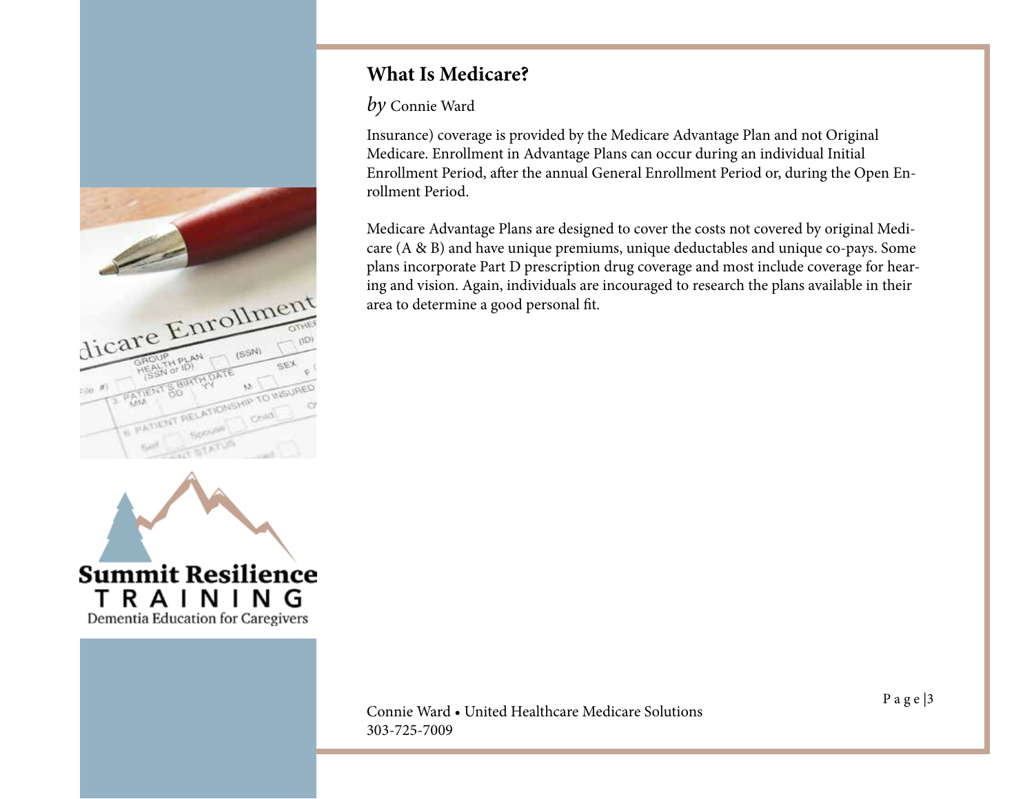## What Is Medicare?

*by* Connie Ward

Insurance) coverage is provided by the Medicare Advantage Plan and not Original Medicare. Enrollment in Advantage Plans can occur during an individual Initial Enrollment Period, after the annual General Enrollment Period or, during the Open Enrollment Period.

Medicare Advantage Plans are designed to cover the costs not covered by original Medicare (A & B) and have unique premiums, unique deductables and unique co-pays. Some plans incorporate Part D prescription drug coverage and most include coverage for hearing and vision. Again, individuals are incouraged to research the plans available in their area to determine a good personal fit.

Connie Ward • United Healthcare Medicare Solutions
303-725-7009

Summit Resilience TRAINING
Dementia Education for Caregivers